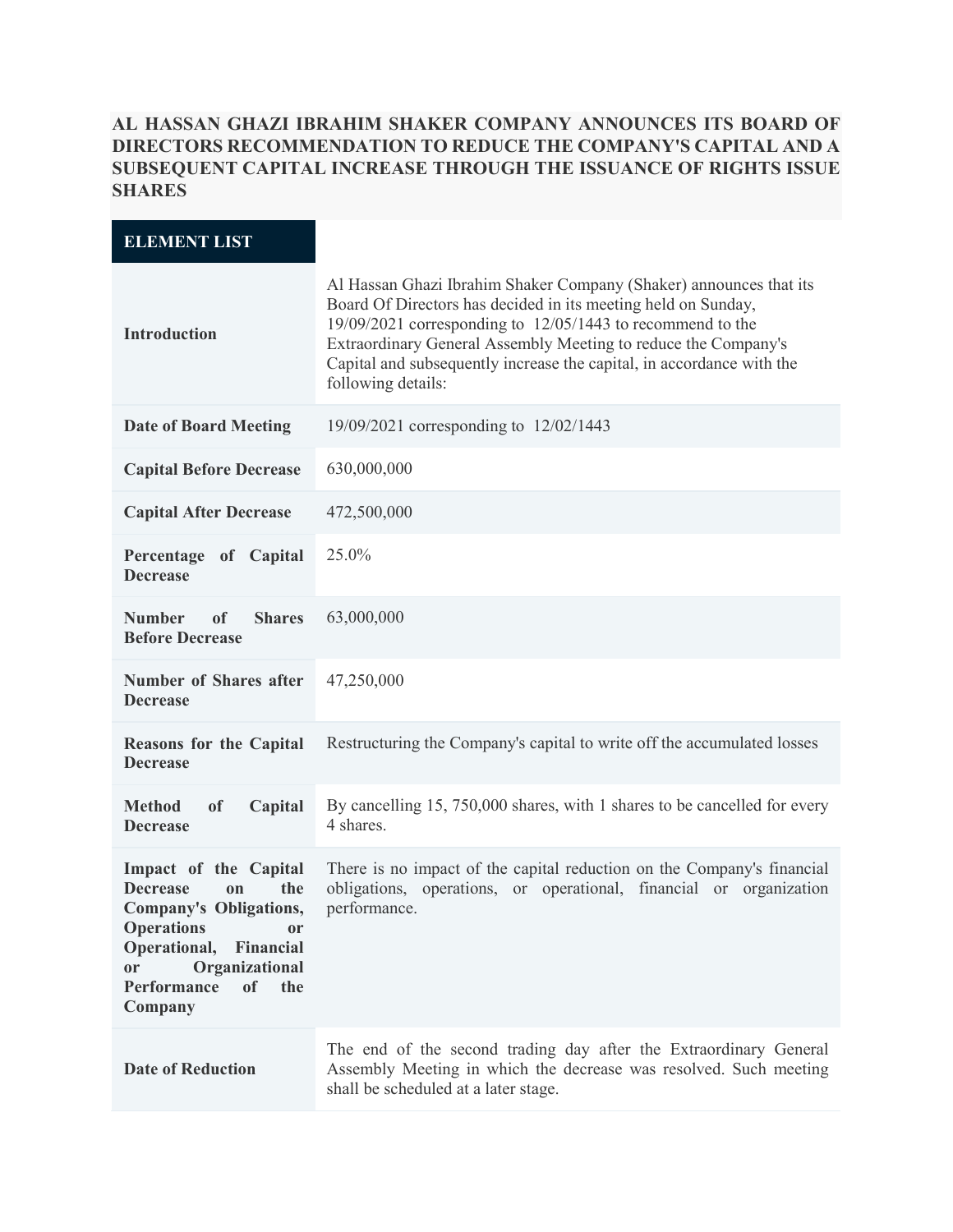# AL HASSAN GHAZI IBRAHIM SHAKER COMPANY ANNOUNCES ITS BOARD OF DIRECTORS RECOMMENDATION TO REDUCE THE COMPANY'S CAPITAL AND A SUBSEQUENT CAPITAL INCREASE THROUGH THE ISSUANCE OF RIGHTS ISSUE SHARES

| ELEMENT LIST | |
|---|---|
| **Introduction** | Al Hassan Ghazi Ibrahim Shaker Company (Shaker) announces that its Board Of Directors has decided in its meeting held on Sunday, 19/09/2021 corresponding to 12/05/1443 to recommend to the Extraordinary General Assembly Meeting to reduce the Company's Capital and subsequently increase the capital, in accordance with the following details: |
| **Date of Board Meeting** | 19/09/2021 corresponding to 12/02/1443 |
| **Capital Before Decrease** | 630,000,000 |
| **Capital After Decrease** | 472,500,000 |
| **Percentage of Capital Decrease** | 25.0% |
| **Number of Shares Before Decrease** | 63,000,000 |
| **Number of Shares after Decrease** | 47,250,000 |
| **Reasons for the Capital Decrease** | Restructuring the Company's capital to write off the accumulated losses |
| **Method of Capital Decrease** | By cancelling 15, 750,000 shares, with 1 shares to be cancelled for every 4 shares. |
| **Impact of the Capital Decrease on the Company's Obligations, Operations or Operational, Financial or Organizational Performance of the Company** | There is no impact of the capital reduction on the Company's financial obligations, operations, or operational, financial or organization performance. |
| **Date of Reduction** | The end of the second trading day after the Extraordinary General Assembly Meeting in which the decrease was resolved. Such meeting shall be scheduled at a later stage. |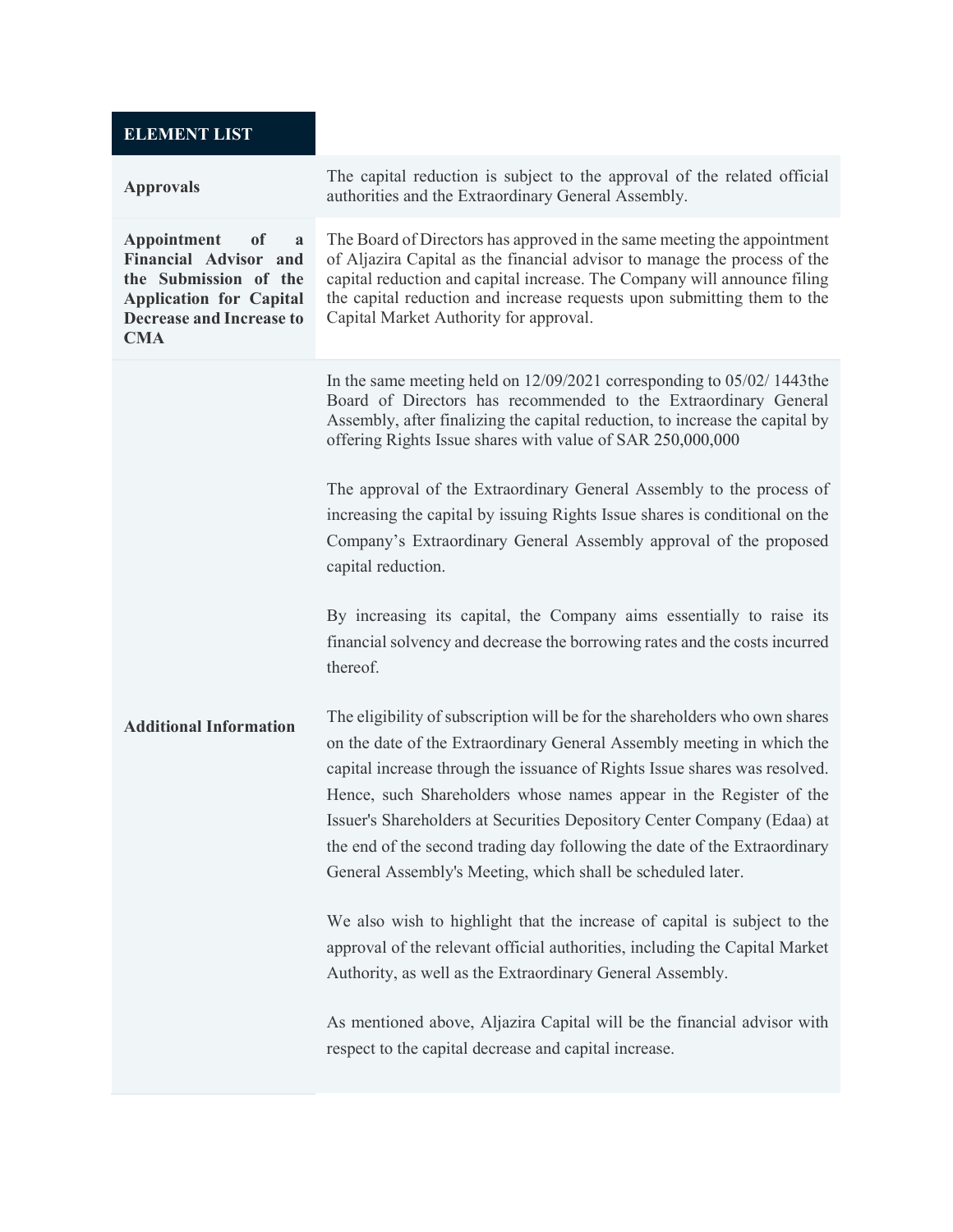| ELEMENT LIST | |
|---|---|
| **Approvals** | The capital reduction is subject to the approval of the related official authorities and the Extraordinary General Assembly. |
| **Appointment of a Financial Advisor and the Submission of the Application for Capital Decrease and Increase to CMA** | The Board of Directors has approved in the same meeting the appointment of Aljazira Capital as the financial advisor to manage the process of the capital reduction and capital increase. The Company will announce filing the capital reduction and increase requests upon submitting them to the Capital Market Authority for approval. |
| **Additional Information** | In the same meeting held on 12/09/2021 corresponding to 05/02/ 1443the Board of Directors has recommended to the Extraordinary General Assembly, after finalizing the capital reduction, to increase the capital by offering Rights Issue shares with value of SAR 250,000,000<br><br>The approval of the Extraordinary General Assembly to the process of increasing the capital by issuing Rights Issue shares is conditional on the Company's Extraordinary General Assembly approval of the proposed capital reduction.<br><br>By increasing its capital, the Company aims essentially to raise its financial solvency and decrease the borrowing rates and the costs incurred thereof.<br><br>The eligibility of subscription will be for the shareholders who own shares on the date of the Extraordinary General Assembly meeting in which the capital increase through the issuance of Rights Issue shares was resolved. Hence, such Shareholders whose names appear in the Register of the Issuer's Shareholders at Securities Depository Center Company (Edaa) at the end of the second trading day following the date of the Extraordinary General Assembly's Meeting, which shall be scheduled later.<br><br>We also wish to highlight that the increase of capital is subject to the approval of the relevant official authorities, including the Capital Market Authority, as well as the Extraordinary General Assembly.<br><br>As mentioned above, Aljazira Capital will be the financial advisor with respect to the capital decrease and capital increase. |